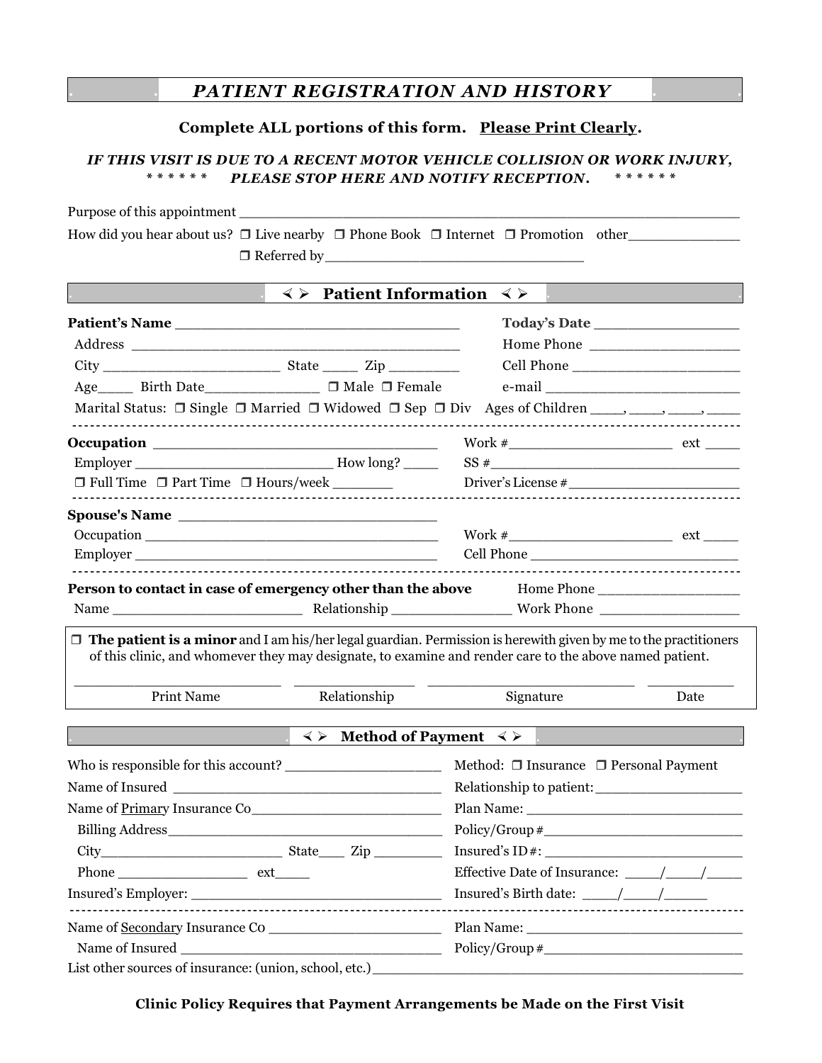# *PATIENT REGISTRATION AND HISTORY*

**Complete ALL portions of this form. Please Print Clearly.**

***IF THIS VISIT IS DUE TO A RECENT MOTOR VEHICLE COLLISION OR WORK INJURY,***
**\* \* \* \* \* \* *PLEASE STOP HERE AND NOTIFY RECEPTION.* \* \* \* \* \* \***

Purpose of this appointment ____________________________________________________________

How did you hear about us? ❒ Live nearby ❒ Phone Book ❒ Internet ❒ Promotion other______________

❒ Referred by________________________________

## ≺ ≻ Patient Information ≺ ≻

**Patient's Name** ________________________________ **Today's Date** _________________

Address _____________________________________ Home Phone _________________

City ____________________ State ____ Zip ________ Cell Phone ____________________

Age____ Birth Date_____________ ❒ Male ❒ Female e-mail ______________________

Marital Status: ❒ Single ❒ Married ❒ Widowed ❒ Sep ❒ Div Ages of Children ____, ____, ____, ____

---

**Occupation** ________________________________ Work #___________________ ext ____

Employer _______________________ How long? ____ SS #______________________________

❒ Full Time ❒ Part Time ❒ Hours/week _______ Driver's License #_____________________

---

**Spouse's Name** _____________________________

Occupation ___________________________________ Work #___________________ ext ____

Employer ____________________________________ Cell Phone _______________________

---

**Person to contact in case of emergency other than the above** Home Phone _________________

Name ______________________ Relationship ______________ Work Phone _________________

❒ **The patient is a minor** and I am his/her legal guardian. Permission is herewith given by me to the practitioners of this clinic, and whomever they may designate, to examine and render care to the above named patient.

_______________________ _______________ _______________________ __________

Print Name Relationship Signature Date

## ≺ ≻ Method of Payment ≺ ≻

Who is responsible for this account? __________________ Method: ❒ Insurance ❒ Personal Payment

Name of Insured ________________________________ Relationship to patient:_________________

Name of Primary Insurance Co_______________________ Plan Name: ________________________

Billing Address___________________________________ Policy/Group #______________________

City______________________ State___ Zip ________ Insured's ID #: _______________________

Phone _______________ ext____ Effective Date of Insurance: ____/____/____

Insured's Employer: _____________________________ Insured's Birth date: ____/____/_____

---

Name of Secondary Insurance Co _____________________ Plan Name: ________________________

Name of Insured ________________________________ Policy/Group #______________________

List other sources of insurance: (union, school, etc.)___________________________________________

**Clinic Policy Requires that Payment Arrangements be Made on the First Visit**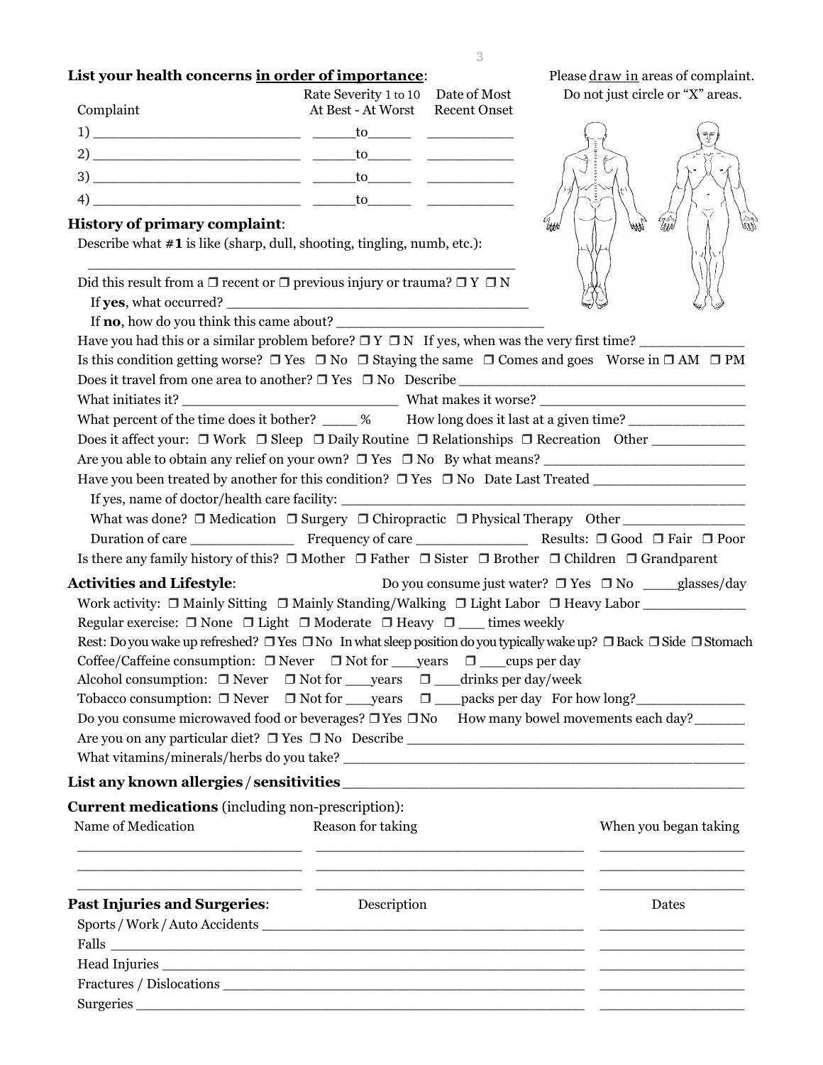**List your health concerns in order of importance:**

Please draw in areas of complaint. Do not just circle or "X" areas.

| Complaint | Rate Severity 1 to 10 At Best - At Worst | Date of Most Recent Onset |
|---|---|---|
| 1) ____________________ | _____to_____ | __________ |
| 2) ____________________ | _____to_____ | __________ |
| 3) ____________________ | _____to_____ | __________ |
| 4) ____________________ | _____to_____ | __________ |

**History of primary complaint:**

Describe what **#1** is like (sharp, dull, shooting, tingling, numb, etc.):

________________________________________________

Did this result from a ❒ recent or ❒ previous injury or trauma? ❒ Y ❒ N

If **yes**, what occurred? ________________________________

If **no**, how do you think this came about? ______________________

Have you had this or a similar problem before? ❒ Y ❒ N If yes, when was the very first time? __________

Is this condition getting worse? ❒ Yes ❒ No ❒ Staying the same ❒ Comes and goes Worse in ❒ AM ❒ PM

Does it travel from one area to another? ❒ Yes ❒ No Describe ______________________________

What initiates it? ______________________ What makes it worse? ______________________

What percent of the time does it bother? ____ % How long does it last at a given time? ____________

Does it affect your: ❒ Work ❒ Sleep ❒ Daily Routine ❒ Relationships ❒ Recreation Other __________

Are you able to obtain any relief on your own? ❒ Yes ❒ No By what means? ______________________

Have you been treated by another for this condition? ❒ Yes ❒ No Date Last Treated ________________

If yes, name of doctor/health care facility: ____________________________________________

What was done? ❒ Medication ❒ Surgery ❒ Chiropractic ❒ Physical Therapy Other ______________

Duration of care ___________ Frequency of care ____________ Results: ❒ Good ❒ Fair ❒ Poor

Is there any family history of this? ❒ Mother ❒ Father ❒ Sister ❒ Brother ❒ Children ❒ Grandparent

**Activities and Lifestyle:**

Do you consume just water? ❒ Yes ❒ No ____glasses/day

Work activity: ❒ Mainly Sitting ❒ Mainly Standing/Walking ❒ Light Labor ❒ Heavy Labor __________

Regular exercise: ❒ None ❒ Light ❒ Moderate ❒ Heavy ❒ ___ times weekly

Rest: Do you wake up refreshed? ❒ Yes ❒ No In what sleep position do you typically wake up? ❒ Back ❒ Side ❒ Stomach

Coffee/Caffeine consumption: ❒ Never ❒ Not for ___years ❒ ___cups per day

Alcohol consumption: ❒ Never ❒ Not for ___years ❒ ___drinks per day/week

Tobacco consumption: ❒ Never ❒ Not for ___years ❒ ___packs per day For how long?___________

Do you consume microwaved food or beverages? ❒ Yes ❒ No How many bowel movements each day?______

Are you on any particular diet? ❒ Yes ❒ No Describe ____________________________________

What vitamins/minerals/herbs do you take? ______________________________________________

**List any known allergies / sensitivities** ____________________________________________

**Current medications** (including non-prescription):

| Name of Medication | Reason for taking | When you began taking |
|---|---|---|
| ____________________ | ____________________ | ____________ |
| ____________________ | ____________________ | ____________ |
| ____________________ | ____________________ | ____________ |

**Past Injuries and Surgeries:**

| | Description | Dates |
|---|---|---|
| Sports / Work / Auto Accidents | ____________________ | ____________ |
| Falls | ____________________ | ____________ |
| Head Injuries | ____________________ | ____________ |
| Fractures / Dislocations | ____________________ | ____________ |
| Surgeries | ____________________ | ____________ |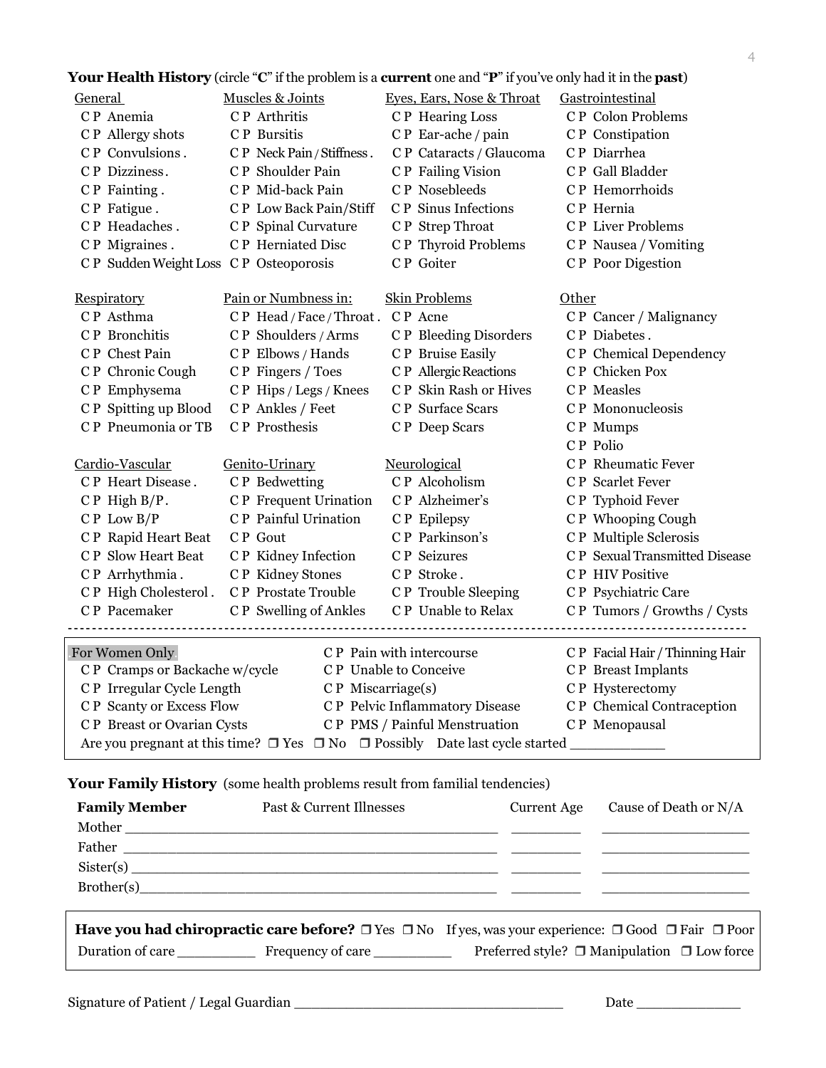**Your Health History** (circle "**C**" if the problem is a **current** one and "**P**" if you've only had it in the **past**)

| General | Muscles & Joints | Eyes, Ears, Nose & Throat | Gastrointestinal |
|---|---|---|---|
| C P Anemia | C P Arthritis | C P Hearing Loss | C P Colon Problems |
| C P Allergy shots | C P Bursitis | C P Ear-ache / pain | C P Constipation |
| C P Convulsions . | C P Neck Pain / Stiffness . | C P Cataracts / Glaucoma | C P Diarrhea |
| C P Dizziness. | C P Shoulder Pain | C P Failing Vision | C P Gall Bladder |
| C P Fainting . | C P Mid-back Pain | C P Nosebleeds | C P Hemorrhoids |
| C P Fatigue . | C P Low Back Pain/Stiff | C P Sinus Infections | C P Hernia |
| C P Headaches . | C P Spinal Curvature | C P Strep Throat | C P Liver Problems |
| C P Migraines . | C P Herniated Disc | C P Thyroid Problems | C P Nausea / Vomiting |
| C P Sudden Weight Loss | C P Osteoporosis | C P Goiter | C P Poor Digestion |

| Respiratory | Pain or Numbness in: | Skin Problems | Other |
|---|---|---|---|
| C P Asthma | C P Head / Face / Throat . | C P Acne | C P Cancer / Malignancy |
| C P Bronchitis | C P Shoulders / Arms | C P Bleeding Disorders | C P Diabetes . |
| C P Chest Pain | C P Elbows / Hands | C P Bruise Easily | C P Chemical Dependency |
| C P Chronic Cough | C P Fingers / Toes | C P Allergic Reactions | C P Chicken Pox |
| C P Emphysema | C P Hips / Legs / Knees | C P Skin Rash or Hives | C P Measles |
| C P Spitting up Blood | C P Ankles / Feet | C P Surface Scars | C P Mononucleosis |
| C P Pneumonia or TB | C P Prosthesis | C P Deep Scars | C P Mumps |
| | | | C P Polio |

| Cardio-Vascular | Genito-Urinary | Neurological | |
|---|---|---|---|
| C P Heart Disease . | C P Bedwetting | C P Alcoholism | C P Rheumatic Fever |
| C P High B/P. | C P Frequent Urination | C P Alzheimer's | C P Scarlet Fever |
| C P Low B/P | C P Painful Urination | C P Epilepsy | C P Typhoid Fever |
| C P Rapid Heart Beat | C P Gout | C P Parkinson's | C P Whooping Cough |
| C P Slow Heart Beat | C P Kidney Infection | C P Seizures | C P Multiple Sclerosis |
| C P Arrhythmia . | C P Kidney Stones | C P Stroke . | C P Sexual Transmitted Disease |
| C P High Cholesterol . | C P Prostate Trouble | C P Trouble Sleeping | C P HIV Positive |
| C P Pacemaker | C P Swelling of Ankles | C P Unable to Relax | C P Psychiatric Care |
| | | | C P Tumors / Growths / Cysts |

**For Women Only**

| | | |
|---|---|---|
| | C P Pain with intercourse | C P Facial Hair / Thinning Hair |
| C P Cramps or Backache w/cycle | C P Unable to Conceive | C P Breast Implants |
| C P Irregular Cycle Length | C P Miscarriage(s) | C P Hysterectomy |
| C P Scanty or Excess Flow | C P Pelvic Inflammatory Disease | C P Chemical Contraception |
| C P Breast or Ovarian Cysts | C P PMS / Painful Menstruation | C P Menopausal |

Are you pregnant at this time? ❐ Yes ❐ No ❐ Possibly Date last cycle started ___________

**Your Family History** (some health problems result from familial tendencies)

| Family Member | Past & Current Illnesses | Current Age | Cause of Death or N/A |
|---|---|---|---|
| Mother | | | |
| Father | | | |
| Sister(s) | | | |
| Brother(s) | | | |

**Have you had chiropractic care before?** ❐ Yes ❐ No If yes, was your experience: ❐ Good ❐ Fair ❐ Poor

Duration of care _________ Frequency of care _________ Preferred style? ❐ Manipulation ❐ Low force

Signature of Patient / Legal Guardian ________________________________ Date ____________